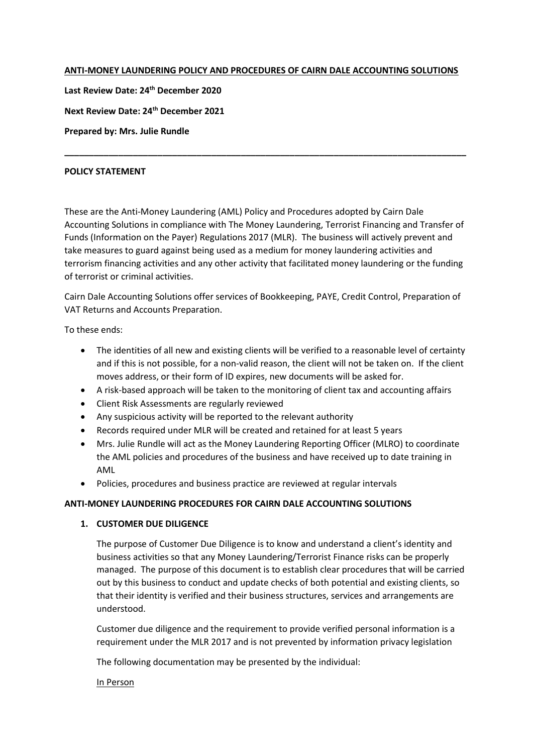**ANTI-MONEY LAUNDERING POLICY AND PROCEDURES OF CAIRN DALE ACCOUNTING SOLUTIONS**

**Last Review Date: 24th December 2020**

**Next Review Date: 24th December 2021**

**Prepared by: Mrs. Julie Rundle**

---

**POLICY STATEMENT**

These are the Anti-Money Laundering (AML) Policy and Procedures adopted by Cairn Dale Accounting Solutions in compliance with The Money Laundering, Terrorist Financing and Transfer of Funds (Information on the Payer) Regulations 2017 (MLR). The business will actively prevent and take measures to guard against being used as a medium for money laundering activities and terrorism financing activities and any other activity that facilitated money laundering or the funding of terrorist or criminal activities.

Cairn Dale Accounting Solutions offer services of Bookkeeping, PAYE, Credit Control, Preparation of VAT Returns and Accounts Preparation.

To these ends:

- The identities of all new and existing clients will be verified to a reasonable level of certainty and if this is not possible, for a non-valid reason, the client will not be taken on. If the client moves address, or their form of ID expires, new documents will be asked for.
- A risk-based approach will be taken to the monitoring of client tax and accounting affairs
- Client Risk Assessments are regularly reviewed
- Any suspicious activity will be reported to the relevant authority
- Records required under MLR will be created and retained for at least 5 years
- Mrs. Julie Rundle will act as the Money Laundering Reporting Officer (MLRO) to coordinate the AML policies and procedures of the business and have received up to date training in AML
- Policies, procedures and business practice are reviewed at regular intervals

**ANTI-MONEY LAUNDERING PROCEDURES FOR CAIRN DALE ACCOUNTING SOLUTIONS**

1. **CUSTOMER DUE DILIGENCE**

   The purpose of Customer Due Diligence is to know and understand a client's identity and business activities so that any Money Laundering/Terrorist Finance risks can be properly managed. The purpose of this document is to establish clear procedures that will be carried out by this business to conduct and update checks of both potential and existing clients, so that their identity is verified and their business structures, services and arrangements are understood.

   Customer due diligence and the requirement to provide verified personal information is a requirement under the MLR 2017 and is not prevented by information privacy legislation

   The following documentation may be presented by the individual:

   <u>In Person</u>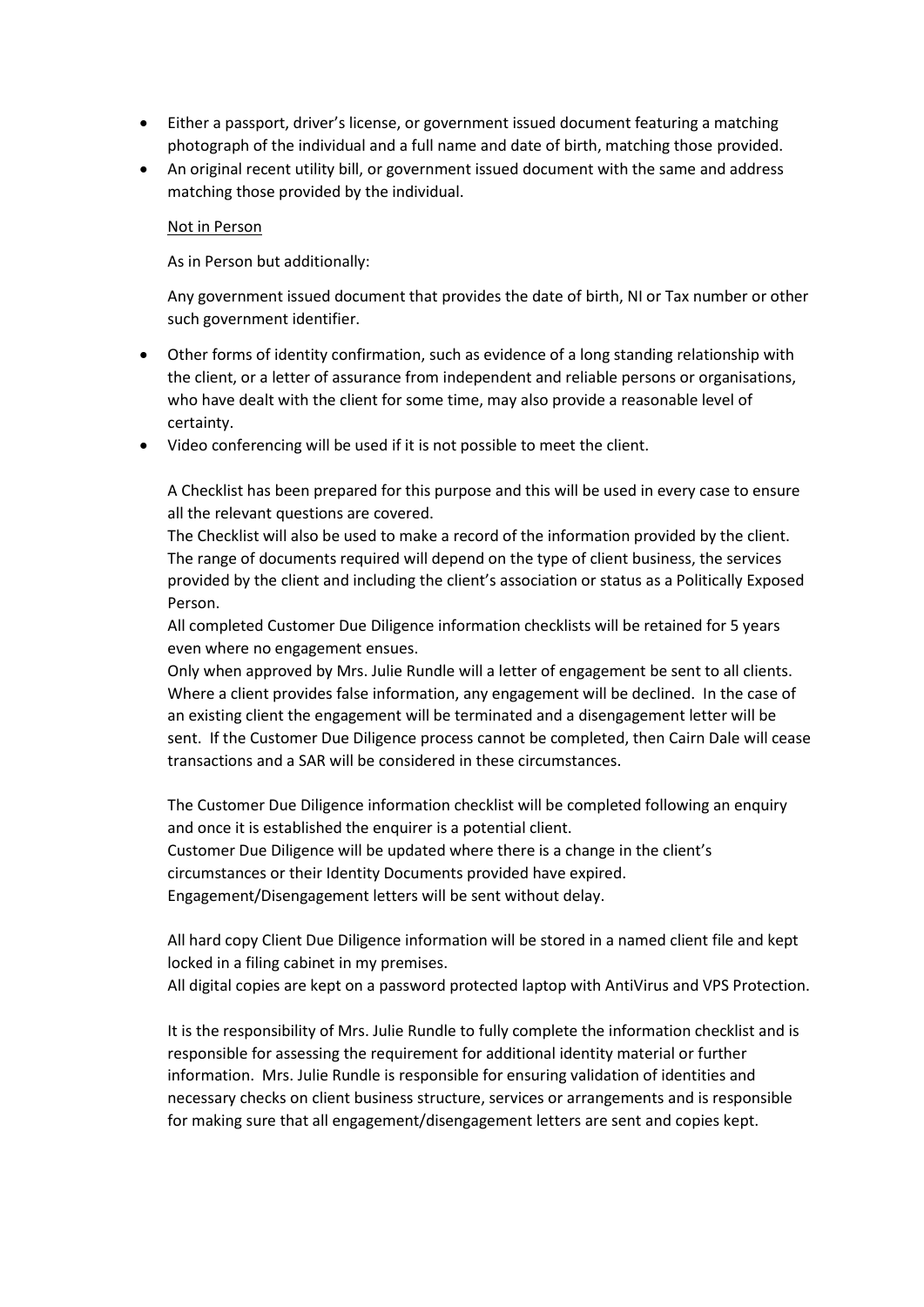- Either a passport, driver's license, or government issued document featuring a matching photograph of the individual and a full name and date of birth, matching those provided.
- An original recent utility bill, or government issued document with the same and address matching those provided by the individual.

<u>Not in Person</u>

As in Person but additionally:

Any government issued document that provides the date of birth, NI or Tax number or other such government identifier.

- Other forms of identity confirmation, such as evidence of a long standing relationship with the client, or a letter of assurance from independent and reliable persons or organisations, who have dealt with the client for some time, may also provide a reasonable level of certainty.
- Video conferencing will be used if it is not possible to meet the client.

A Checklist has been prepared for this purpose and this will be used in every case to ensure all the relevant questions are covered.
The Checklist will also be used to make a record of the information provided by the client. The range of documents required will depend on the type of client business, the services provided by the client and including the client's association or status as a Politically Exposed Person.
All completed Customer Due Diligence information checklists will be retained for 5 years even where no engagement ensues.
Only when approved by Mrs. Julie Rundle will a letter of engagement be sent to all clients. Where a client provides false information, any engagement will be declined. In the case of an existing client the engagement will be terminated and a disengagement letter will be sent. If the Customer Due Diligence process cannot be completed, then Cairn Dale will cease transactions and a SAR will be considered in these circumstances.

The Customer Due Diligence information checklist will be completed following an enquiry and once it is established the enquirer is a potential client.
Customer Due Diligence will be updated where there is a change in the client's circumstances or their Identity Documents provided have expired.
Engagement/Disengagement letters will be sent without delay.

All hard copy Client Due Diligence information will be stored in a named client file and kept locked in a filing cabinet in my premises.
All digital copies are kept on a password protected laptop with AntiVirus and VPS Protection.

It is the responsibility of Mrs. Julie Rundle to fully complete the information checklist and is responsible for assessing the requirement for additional identity material or further information. Mrs. Julie Rundle is responsible for ensuring validation of identities and necessary checks on client business structure, services or arrangements and is responsible for making sure that all engagement/disengagement letters are sent and copies kept.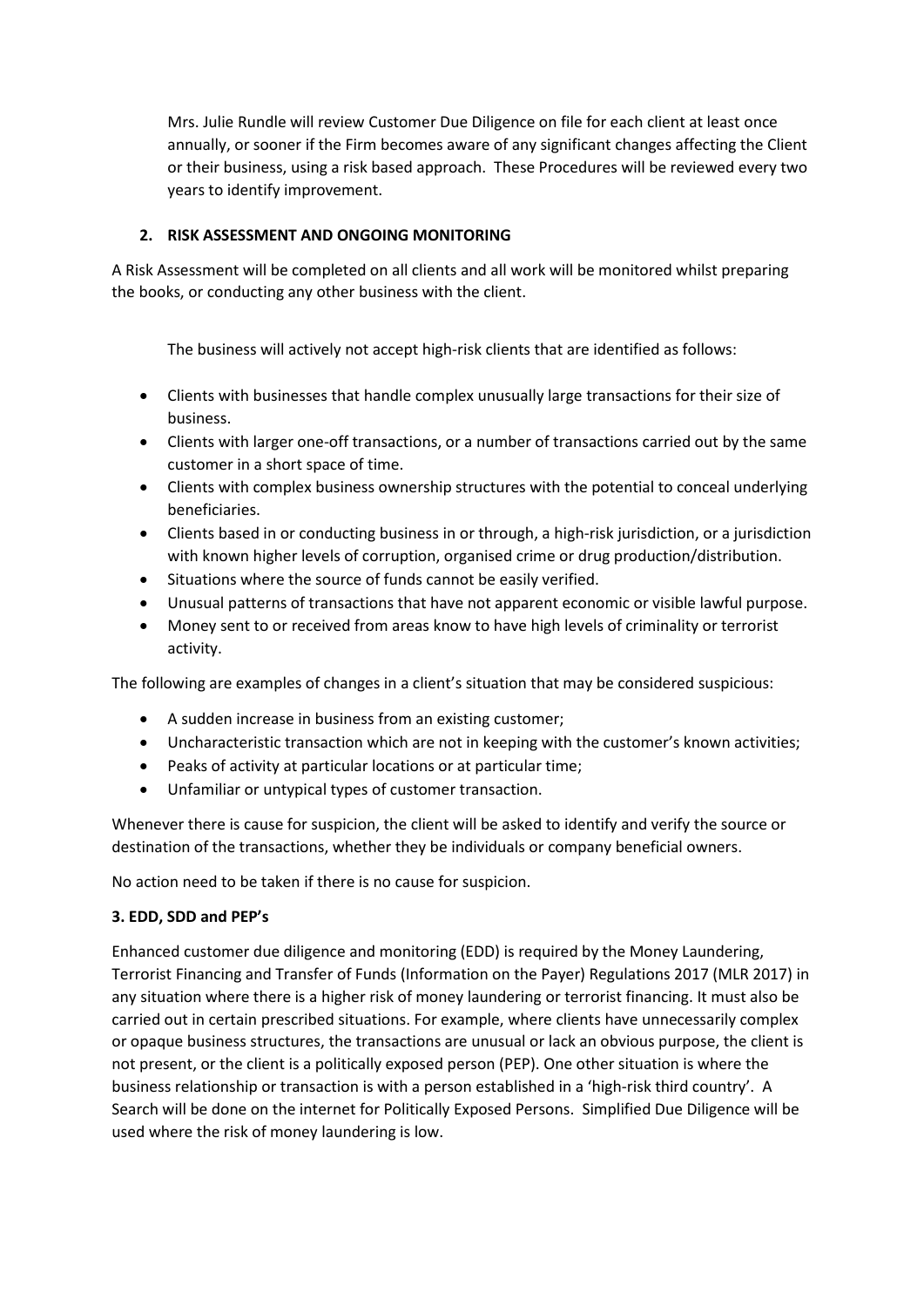Mrs. Julie Rundle will review Customer Due Diligence on file for each client at least once annually, or sooner if the Firm becomes aware of any significant changes affecting the Client or their business, using a risk based approach. These Procedures will be reviewed every two years to identify improvement.

## 2. RISK ASSESSMENT AND ONGOING MONITORING

A Risk Assessment will be completed on all clients and all work will be monitored whilst preparing the books, or conducting any other business with the client.

The business will actively not accept high-risk clients that are identified as follows:

- Clients with businesses that handle complex unusually large transactions for their size of business.
- Clients with larger one-off transactions, or a number of transactions carried out by the same customer in a short space of time.
- Clients with complex business ownership structures with the potential to conceal underlying beneficiaries.
- Clients based in or conducting business in or through, a high-risk jurisdiction, or a jurisdiction with known higher levels of corruption, organised crime or drug production/distribution.
- Situations where the source of funds cannot be easily verified.
- Unusual patterns of transactions that have not apparent economic or visible lawful purpose.
- Money sent to or received from areas know to have high levels of criminality or terrorist activity.

The following are examples of changes in a client's situation that may be considered suspicious:

- A sudden increase in business from an existing customer;
- Uncharacteristic transaction which are not in keeping with the customer's known activities;
- Peaks of activity at particular locations or at particular time;
- Unfamiliar or untypical types of customer transaction.

Whenever there is cause for suspicion, the client will be asked to identify and verify the source or destination of the transactions, whether they be individuals or company beneficial owners.

No action need to be taken if there is no cause for suspicion.

## 3. EDD, SDD and PEP's

Enhanced customer due diligence and monitoring (EDD) is required by the Money Laundering, Terrorist Financing and Transfer of Funds (Information on the Payer) Regulations 2017 (MLR 2017) in any situation where there is a higher risk of money laundering or terrorist financing. It must also be carried out in certain prescribed situations. For example, where clients have unnecessarily complex or opaque business structures, the transactions are unusual or lack an obvious purpose, the client is not present, or the client is a politically exposed person (PEP). One other situation is where the business relationship or transaction is with a person established in a 'high-risk third country'. A Search will be done on the internet for Politically Exposed Persons. Simplified Due Diligence will be used where the risk of money laundering is low.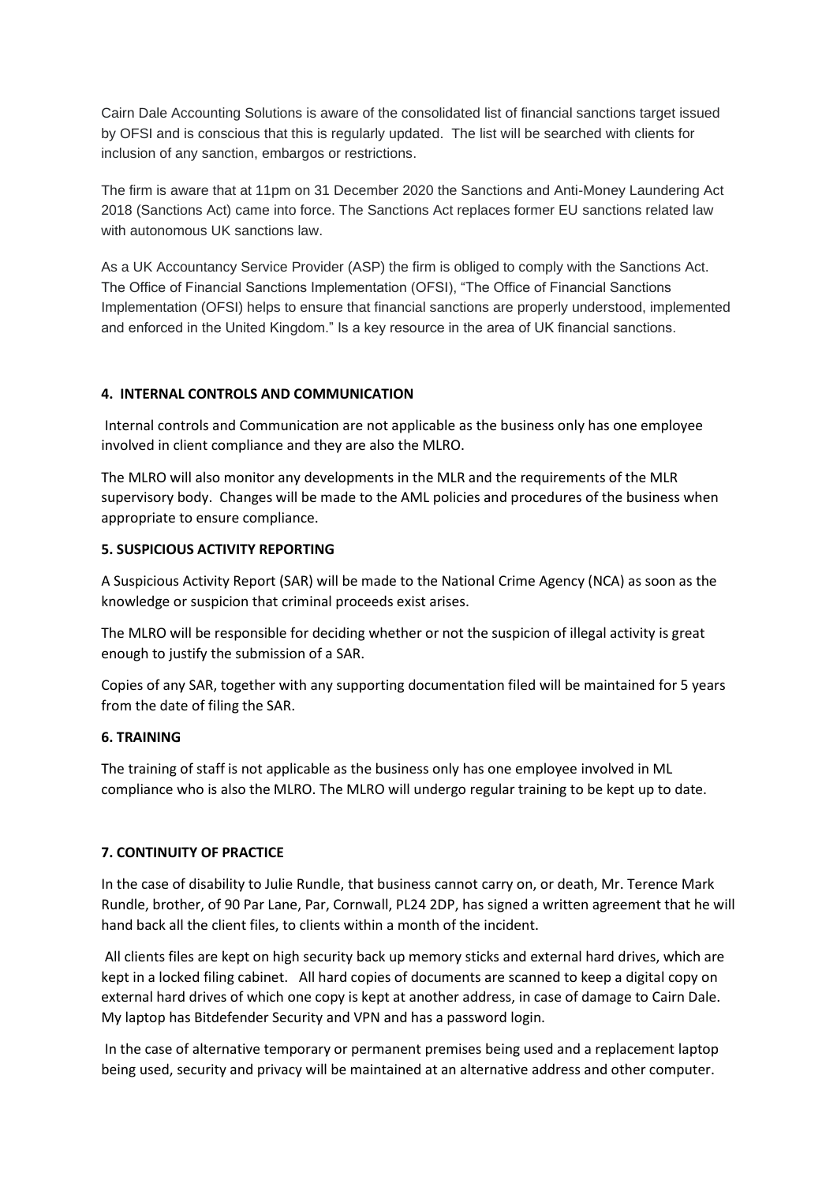Cairn Dale Accounting Solutions is aware of the consolidated list of financial sanctions target issued by OFSI and is conscious that this is regularly updated. The list will be searched with clients for inclusion of any sanction, embargos or restrictions.

The firm is aware that at 11pm on 31 December 2020 the Sanctions and Anti-Money Laundering Act 2018 (Sanctions Act) came into force. The Sanctions Act replaces former EU sanctions related law with autonomous UK sanctions law.

As a UK Accountancy Service Provider (ASP) the firm is obliged to comply with the Sanctions Act. The Office of Financial Sanctions Implementation (OFSI), "The Office of Financial Sanctions Implementation (OFSI) helps to ensure that financial sanctions are properly understood, implemented and enforced in the United Kingdom." Is a key resource in the area of UK financial sanctions.

**4. INTERNAL CONTROLS AND COMMUNICATION**

Internal controls and Communication are not applicable as the business only has one employee involved in client compliance and they are also the MLRO.

The MLRO will also monitor any developments in the MLR and the requirements of the MLR supervisory body. Changes will be made to the AML policies and procedures of the business when appropriate to ensure compliance.

**5. SUSPICIOUS ACTIVITY REPORTING**

A Suspicious Activity Report (SAR) will be made to the National Crime Agency (NCA) as soon as the knowledge or suspicion that criminal proceeds exist arises.

The MLRO will be responsible for deciding whether or not the suspicion of illegal activity is great enough to justify the submission of a SAR.

Copies of any SAR, together with any supporting documentation filed will be maintained for 5 years from the date of filing the SAR.

**6. TRAINING**

The training of staff is not applicable as the business only has one employee involved in ML compliance who is also the MLRO. The MLRO will undergo regular training to be kept up to date.

**7. CONTINUITY OF PRACTICE**

In the case of disability to Julie Rundle, that business cannot carry on, or death, Mr. Terence Mark Rundle, brother, of 90 Par Lane, Par, Cornwall, PL24 2DP, has signed a written agreement that he will hand back all the client files, to clients within a month of the incident.

All clients files are kept on high security back up memory sticks and external hard drives, which are kept in a locked filing cabinet. All hard copies of documents are scanned to keep a digital copy on external hard drives of which one copy is kept at another address, in case of damage to Cairn Dale. My laptop has Bitdefender Security and VPN and has a password login.

In the case of alternative temporary or permanent premises being used and a replacement laptop being used, security and privacy will be maintained at an alternative address and other computer.